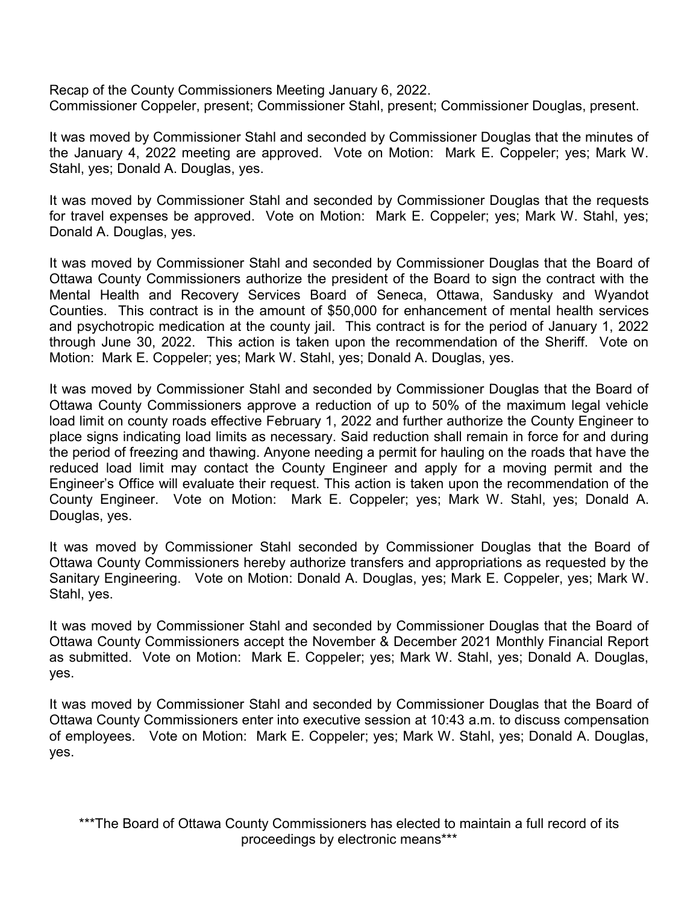Recap of the County Commissioners Meeting January 6, 2022.
Commissioner Coppeler, present; Commissioner Stahl, present; Commissioner Douglas, present.

It was moved by Commissioner Stahl and seconded by Commissioner Douglas that the minutes of the January 4, 2022 meeting are approved. Vote on Motion: Mark E. Coppeler; yes; Mark W. Stahl, yes; Donald A. Douglas, yes.

It was moved by Commissioner Stahl and seconded by Commissioner Douglas that the requests for travel expenses be approved. Vote on Motion: Mark E. Coppeler; yes; Mark W. Stahl, yes; Donald A. Douglas, yes.

It was moved by Commissioner Stahl and seconded by Commissioner Douglas that the Board of Ottawa County Commissioners authorize the president of the Board to sign the contract with the Mental Health and Recovery Services Board of Seneca, Ottawa, Sandusky and Wyandot Counties. This contract is in the amount of $50,000 for enhancement of mental health services and psychotropic medication at the county jail. This contract is for the period of January 1, 2022 through June 30, 2022. This action is taken upon the recommendation of the Sheriff. Vote on Motion: Mark E. Coppeler; yes; Mark W. Stahl, yes; Donald A. Douglas, yes.

It was moved by Commissioner Stahl and seconded by Commissioner Douglas that the Board of Ottawa County Commissioners approve a reduction of up to 50% of the maximum legal vehicle load limit on county roads effective February 1, 2022 and further authorize the County Engineer to place signs indicating load limits as necessary. Said reduction shall remain in force for and during the period of freezing and thawing. Anyone needing a permit for hauling on the roads that have the reduced load limit may contact the County Engineer and apply for a moving permit and the Engineer's Office will evaluate their request. This action is taken upon the recommendation of the County Engineer. Vote on Motion: Mark E. Coppeler; yes; Mark W. Stahl, yes; Donald A. Douglas, yes.

It was moved by Commissioner Stahl seconded by Commissioner Douglas that the Board of Ottawa County Commissioners hereby authorize transfers and appropriations as requested by the Sanitary Engineering. Vote on Motion: Donald A. Douglas, yes; Mark E. Coppeler, yes; Mark W. Stahl, yes.

It was moved by Commissioner Stahl and seconded by Commissioner Douglas that the Board of Ottawa County Commissioners accept the November & December 2021 Monthly Financial Report as submitted. Vote on Motion: Mark E. Coppeler; yes; Mark W. Stahl, yes; Donald A. Douglas, yes.

It was moved by Commissioner Stahl and seconded by Commissioner Douglas that the Board of Ottawa County Commissioners enter into executive session at 10:43 a.m. to discuss compensation of employees. Vote on Motion: Mark E. Coppeler; yes; Mark W. Stahl, yes; Donald A. Douglas, yes.

***The Board of Ottawa County Commissioners has elected to maintain a full record of its proceedings by electronic means***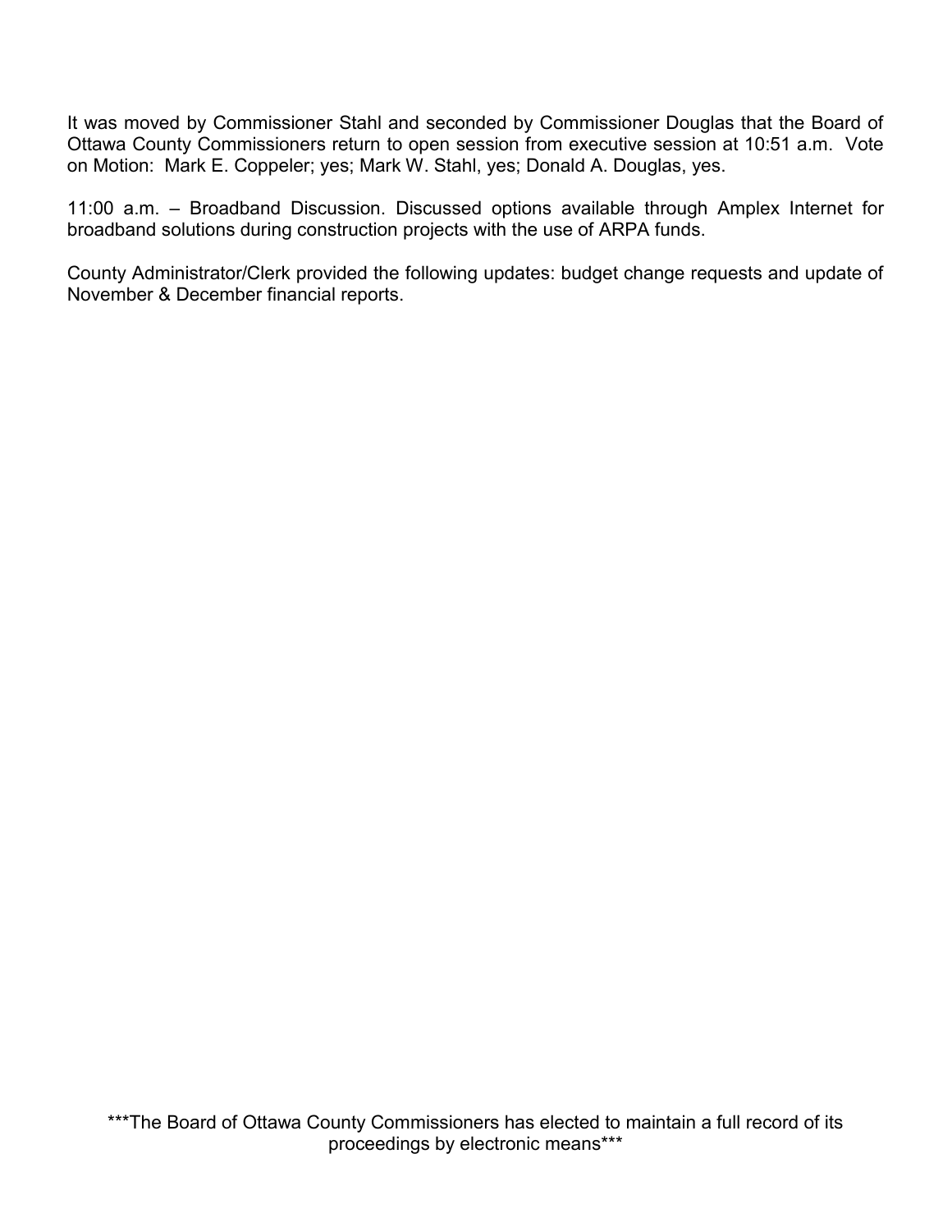It was moved by Commissioner Stahl and seconded by Commissioner Douglas that the Board of Ottawa County Commissioners return to open session from executive session at 10:51 a.m. Vote on Motion: Mark E. Coppeler; yes; Mark W. Stahl, yes; Donald A. Douglas, yes.

11:00 a.m. – Broadband Discussion. Discussed options available through Amplex Internet for broadband solutions during construction projects with the use of ARPA funds.

County Administrator/Clerk provided the following updates: budget change requests and update of November & December financial reports.

***The Board of Ottawa County Commissioners has elected to maintain a full record of its proceedings by electronic means***